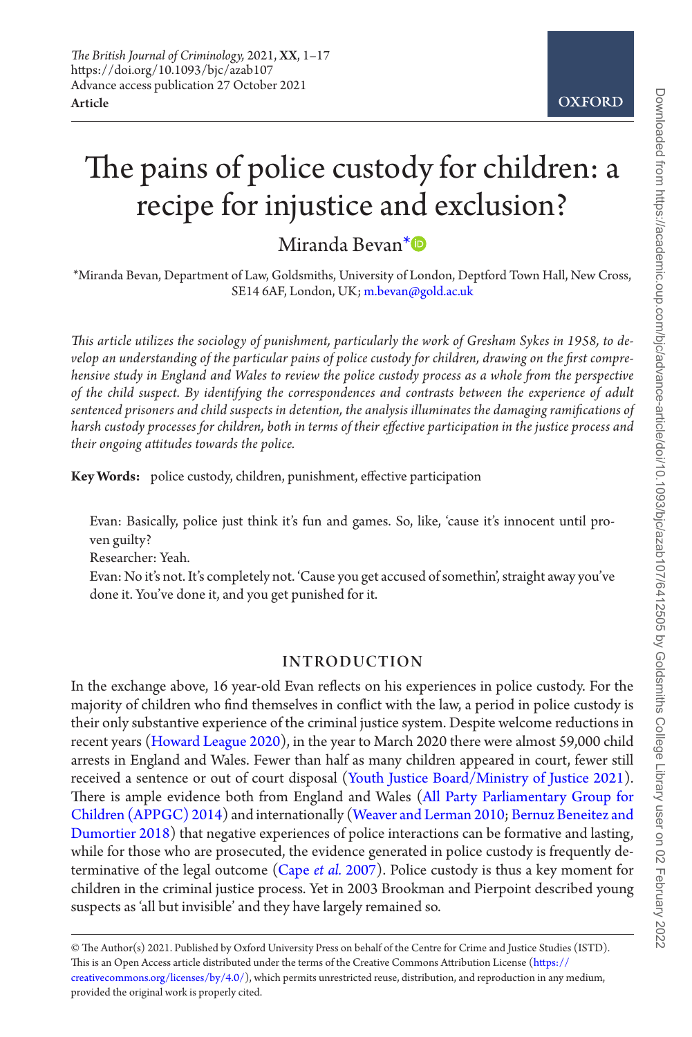# The pains of police custody for children: a recipe for injustice and exclusion?

Miranda Bevan*

*Miranda Bevan, Department of Law, Goldsmiths, University of London, Deptford Town Hall, New Cross, SE14 6AF, London, UK; m.bevan@gold.ac.uk

*This article utilizes the sociology of punishment, particularly the work of Gresham Sykes in 1958, to develop an understanding of the particular pains of police custody for children, drawing on the first comprehensive study in England and Wales to review the police custody process as a whole from the perspective of the child suspect. By identifying the correspondences and contrasts between the experience of adult sentenced prisoners and child suspects in detention, the analysis illuminates the damaging ramifications of harsh custody processes for children, both in terms of their effective participation in the justice process and their ongoing attitudes towards the police.*

**Key Words:** police custody, children, punishment, effective participation

> Evan: Basically, police just think it's fun and games. So, like, 'cause it's innocent until proven guilty?
>
> Researcher: Yeah.
>
> Evan: No it's not. It's completely not. 'Cause you get accused of somethin', straight away you've done it. You've done it, and you get punished for it.

## INTRODUCTION

In the exchange above, 16 year-old Evan reflects on his experiences in police custody. For the majority of children who find themselves in conflict with the law, a period in police custody is their only substantive experience of the criminal justice system. Despite welcome reductions in recent years (Howard League 2020), in the year to March 2020 there were almost 59,000 child arrests in England and Wales. Fewer than half as many children appeared in court, fewer still received a sentence or out of court disposal (Youth Justice Board/Ministry of Justice 2021). There is ample evidence both from England and Wales (All Party Parliamentary Group for Children (APPGC) 2014) and internationally (Weaver and Lerman 2010; Bernuz Beneitez and Dumortier 2018) that negative experiences of police interactions can be formative and lasting, while for those who are prosecuted, the evidence generated in police custody is frequently determinative of the legal outcome (Cape *et al.* 2007). Police custody is thus a key moment for children in the criminal justice process. Yet in 2003 Brookman and Pierpoint described young suspects as 'all but invisible' and they have largely remained so.

© The Author(s) 2021. Published by Oxford University Press on behalf of the Centre for Crime and Justice Studies (ISTD). This is an Open Access article distributed under the terms of the Creative Commons Attribution License (https://creativecommons.org/licenses/by/4.0/), which permits unrestricted reuse, distribution, and reproduction in any medium, provided the original work is properly cited.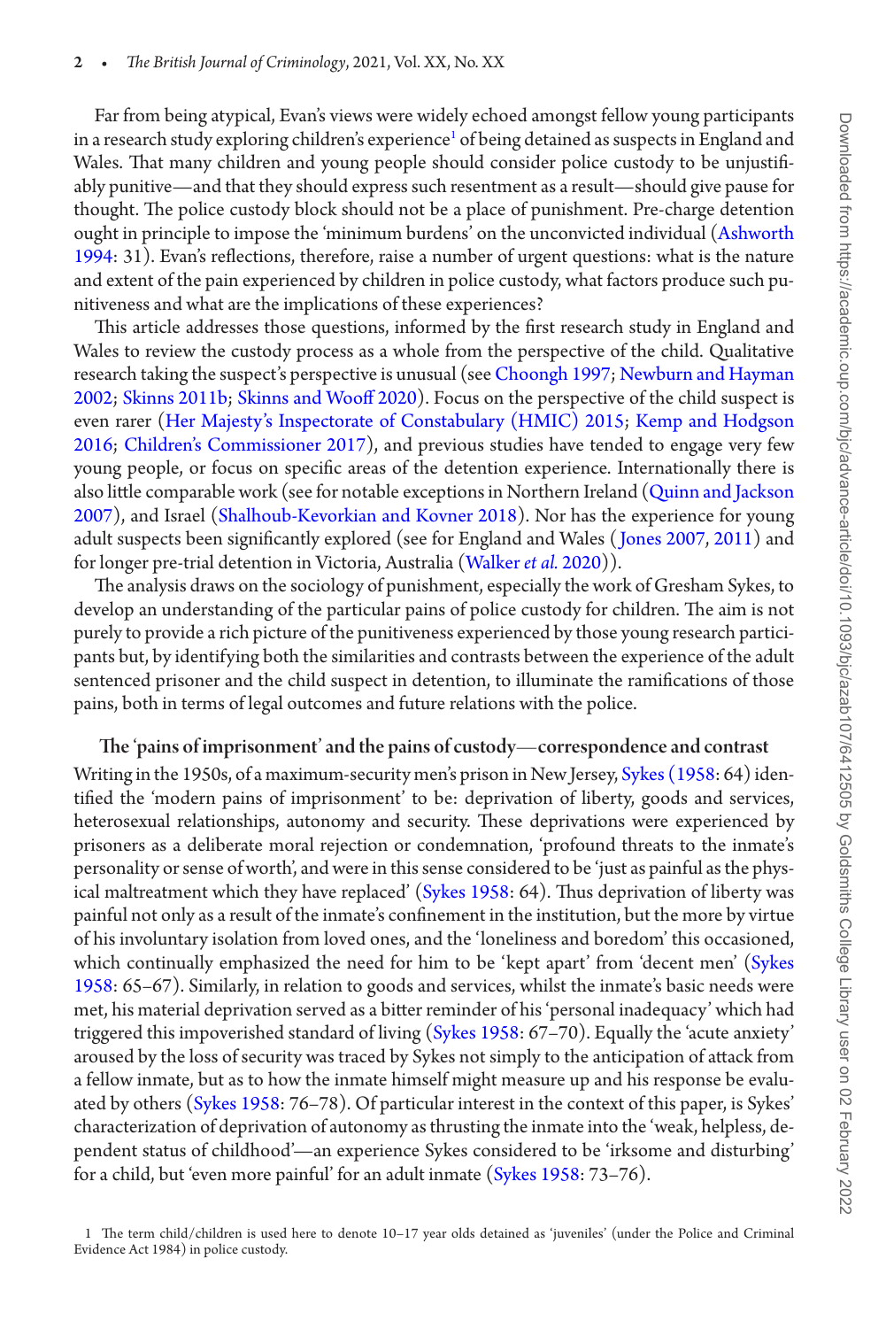Far from being atypical, Evan's views were widely echoed amongst fellow young participants in a research study exploring children's experience[1] of being detained as suspects in England and Wales. That many children and young people should consider police custody to be unjustifiably punitive—and that they should express such resentment as a result—should give pause for thought. The police custody block should not be a place of punishment. Pre-charge detention ought in principle to impose the 'minimum burdens' on the unconvicted individual (Ashworth 1994: 31). Evan's reflections, therefore, raise a number of urgent questions: what is the nature and extent of the pain experienced by children in police custody, what factors produce such punitiveness and what are the implications of these experiences?

This article addresses those questions, informed by the first research study in England and Wales to review the custody process as a whole from the perspective of the child. Qualitative research taking the suspect's perspective is unusual (see Choongh 1997; Newburn and Hayman 2002; Skinns 2011b; Skinns and Wooff 2020). Focus on the perspective of the child suspect is even rarer (Her Majesty's Inspectorate of Constabulary (HMIC) 2015; Kemp and Hodgson 2016; Children's Commissioner 2017), and previous studies have tended to engage very few young people, or focus on specific areas of the detention experience. Internationally there is also little comparable work (see for notable exceptions in Northern Ireland (Quinn and Jackson 2007), and Israel (Shalhoub-Kevorkian and Kovner 2018). Nor has the experience for young adult suspects been significantly explored (see for England and Wales (Jones 2007, 2011) and for longer pre-trial detention in Victoria, Australia (Walker *et al.* 2020)).

The analysis draws on the sociology of punishment, especially the work of Gresham Sykes, to develop an understanding of the particular pains of police custody for children. The aim is not purely to provide a rich picture of the punitiveness experienced by those young research participants but, by identifying both the similarities and contrasts between the experience of the adult sentenced prisoner and the child suspect in detention, to illuminate the ramifications of those pains, both in terms of legal outcomes and future relations with the police.

## The 'pains of imprisonment' and the pains of custody—correspondence and contrast

Writing in the 1950s, of a maximum-security men's prison in New Jersey, Sykes (1958: 64) identified the 'modern pains of imprisonment' to be: deprivation of liberty, goods and services, heterosexual relationships, autonomy and security. These deprivations were experienced by prisoners as a deliberate moral rejection or condemnation, 'profound threats to the inmate's personality or sense of worth', and were in this sense considered to be 'just as painful as the physical maltreatment which they have replaced' (Sykes 1958: 64). Thus deprivation of liberty was painful not only as a result of the inmate's confinement in the institution, but the more by virtue of his involuntary isolation from loved ones, and the 'loneliness and boredom' this occasioned, which continually emphasized the need for him to be 'kept apart' from 'decent men' (Sykes 1958: 65–67). Similarly, in relation to goods and services, whilst the inmate's basic needs were met, his material deprivation served as a bitter reminder of his 'personal inadequacy' which had triggered this impoverished standard of living (Sykes 1958: 67–70). Equally the 'acute anxiety' aroused by the loss of security was traced by Sykes not simply to the anticipation of attack from a fellow inmate, but as to how the inmate himself might measure up and his response be evaluated by others (Sykes 1958: 76–78). Of particular interest in the context of this paper, is Sykes' characterization of deprivation of autonomy as thrusting the inmate into the 'weak, helpless, dependent status of childhood'—an experience Sykes considered to be 'irksome and disturbing' for a child, but 'even more painful' for an adult inmate (Sykes 1958: 73–76).

[1] The term child/children is used here to denote 10–17 year olds detained as 'juveniles' (under the Police and Criminal Evidence Act 1984) in police custody.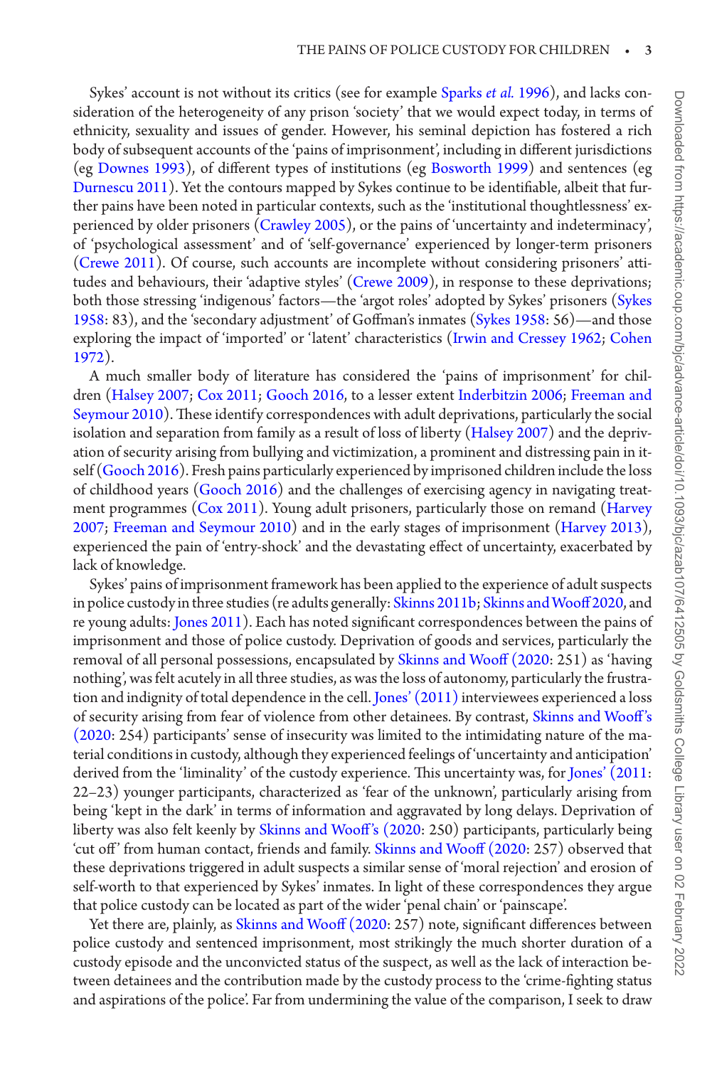Sykes' account is not without its critics (see for example Sparks *et al.* 1996), and lacks consideration of the heterogeneity of any prison 'society' that we would expect today, in terms of ethnicity, sexuality and issues of gender. However, his seminal depiction has fostered a rich body of subsequent accounts of the 'pains of imprisonment', including in different jurisdictions (eg Downes 1993), of different types of institutions (eg Bosworth 1999) and sentences (eg Durnescu 2011). Yet the contours mapped by Sykes continue to be identifiable, albeit that further pains have been noted in particular contexts, such as the 'institutional thoughtlessness' experienced by older prisoners (Crawley 2005), or the pains of 'uncertainty and indeterminacy', of 'psychological assessment' and of 'self-governance' experienced by longer-term prisoners (Crewe 2011). Of course, such accounts are incomplete without considering prisoners' attitudes and behaviours, their 'adaptive styles' (Crewe 2009), in response to these deprivations; both those stressing 'indigenous' factors—the 'argot roles' adopted by Sykes' prisoners (Sykes 1958: 83), and the 'secondary adjustment' of Goffman's inmates (Sykes 1958: 56)—and those exploring the impact of 'imported' or 'latent' characteristics (Irwin and Cressey 1962; Cohen 1972).

A much smaller body of literature has considered the 'pains of imprisonment' for children (Halsey 2007; Cox 2011; Gooch 2016, to a lesser extent Inderbitzin 2006; Freeman and Seymour 2010). These identify correspondences with adult deprivations, particularly the social isolation and separation from family as a result of loss of liberty (Halsey 2007) and the deprivation of security arising from bullying and victimization, a prominent and distressing pain in itself (Gooch 2016). Fresh pains particularly experienced by imprisoned children include the loss of childhood years (Gooch 2016) and the challenges of exercising agency in navigating treatment programmes (Cox 2011). Young adult prisoners, particularly those on remand (Harvey 2007; Freeman and Seymour 2010) and in the early stages of imprisonment (Harvey 2013), experienced the pain of 'entry-shock' and the devastating effect of uncertainty, exacerbated by lack of knowledge.

Sykes' pains of imprisonment framework has been applied to the experience of adult suspects in police custody in three studies (re adults generally: Skinns 2011b; Skinns and Wooff 2020, and re young adults: Jones 2011). Each has noted significant correspondences between the pains of imprisonment and those of police custody. Deprivation of goods and services, particularly the removal of all personal possessions, encapsulated by Skinns and Wooff (2020: 251) as 'having nothing', was felt acutely in all three studies, as was the loss of autonomy, particularly the frustration and indignity of total dependence in the cell. Jones' (2011) interviewees experienced a loss of security arising from fear of violence from other detainees. By contrast, Skinns and Wooff's (2020: 254) participants' sense of insecurity was limited to the intimidating nature of the material conditions in custody, although they experienced feelings of 'uncertainty and anticipation' derived from the 'liminality' of the custody experience. This uncertainty was, for Jones' (2011: 22–23) younger participants, characterized as 'fear of the unknown', particularly arising from being 'kept in the dark' in terms of information and aggravated by long delays. Deprivation of liberty was also felt keenly by Skinns and Wooff's (2020: 250) participants, particularly being 'cut off' from human contact, friends and family. Skinns and Wooff (2020: 257) observed that these deprivations triggered in adult suspects a similar sense of 'moral rejection' and erosion of self-worth to that experienced by Sykes' inmates. In light of these correspondences they argue that police custody can be located as part of the wider 'penal chain' or 'painscape'.

Yet there are, plainly, as Skinns and Wooff (2020: 257) note, significant differences between police custody and sentenced imprisonment, most strikingly the much shorter duration of a custody episode and the unconvicted status of the suspect, as well as the lack of interaction between detainees and the contribution made by the custody process to the 'crime-fighting status and aspirations of the police'. Far from undermining the value of the comparison, I seek to draw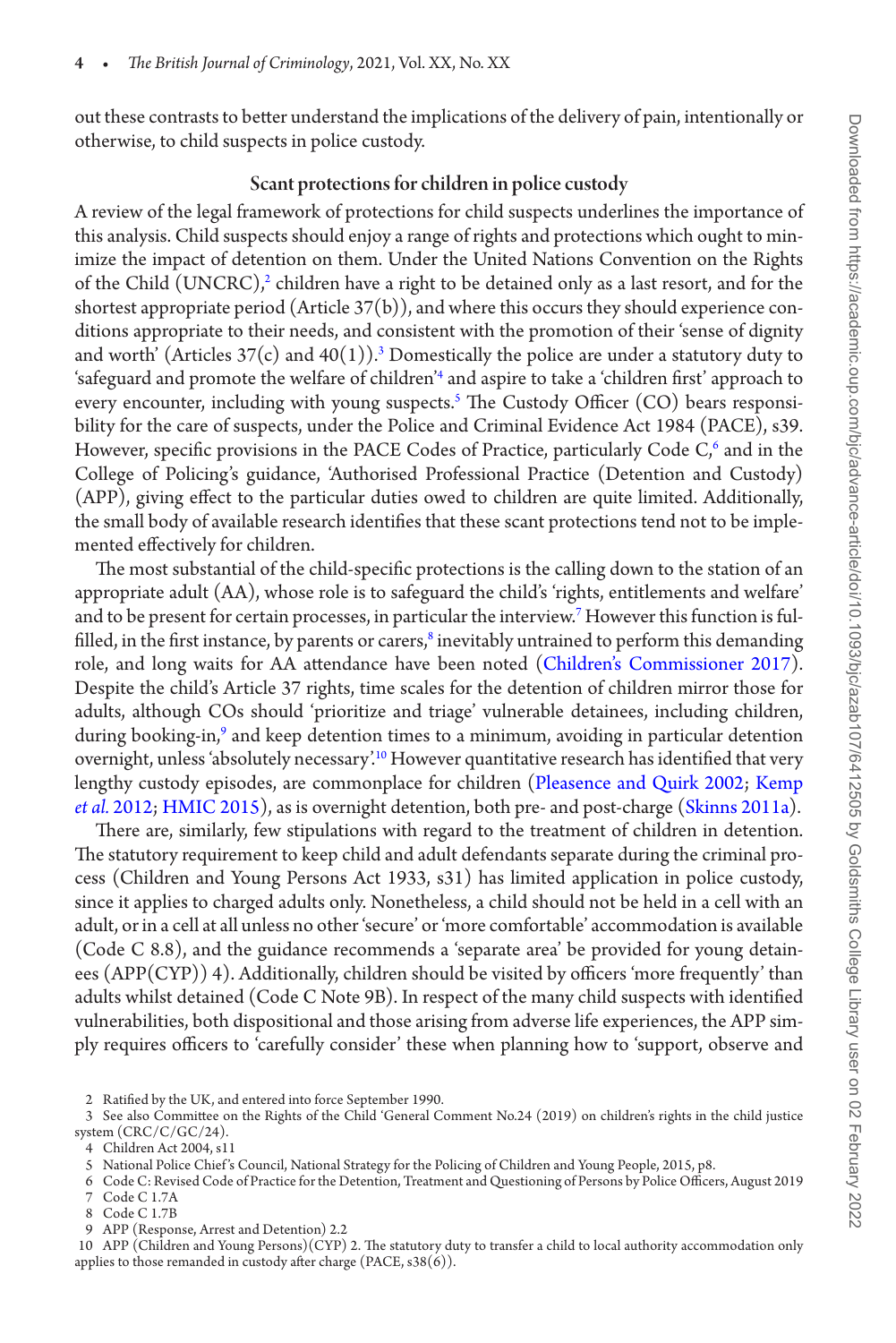out these contrasts to better understand the implications of the delivery of pain, intentionally or otherwise, to child suspects in police custody.

## Scant protections for children in police custody

A review of the legal framework of protections for child suspects underlines the importance of this analysis. Child suspects should enjoy a range of rights and protections which ought to minimize the impact of detention on them. Under the United Nations Convention on the Rights of the Child (UNCRC),[2] children have a right to be detained only as a last resort, and for the shortest appropriate period (Article 37(b)), and where this occurs they should experience conditions appropriate to their needs, and consistent with the promotion of their 'sense of dignity and worth' (Articles 37(c) and 40(1)).[3] Domestically the police are under a statutory duty to 'safeguard and promote the welfare of children'[4] and aspire to take a 'children first' approach to every encounter, including with young suspects.[5] The Custody Officer (CO) bears responsibility for the care of suspects, under the Police and Criminal Evidence Act 1984 (PACE), s39. However, specific provisions in the PACE Codes of Practice, particularly Code C,[6] and in the College of Policing's guidance, 'Authorised Professional Practice (Detention and Custody) (APP), giving effect to the particular duties owed to children are quite limited. Additionally, the small body of available research identifies that these scant protections tend not to be implemented effectively for children.

The most substantial of the child-specific protections is the calling down to the station of an appropriate adult (AA), whose role is to safeguard the child's 'rights, entitlements and welfare' and to be present for certain processes, in particular the interview.[7] However this function is fulfilled, in the first instance, by parents or carers,[8] inevitably untrained to perform this demanding role, and long waits for AA attendance have been noted (Children's Commissioner 2017). Despite the child's Article 37 rights, time scales for the detention of children mirror those for adults, although COs should 'prioritize and triage' vulnerable detainees, including children, during booking-in,[9] and keep detention times to a minimum, avoiding in particular detention overnight, unless 'absolutely necessary'.[10] However quantitative research has identified that very lengthy custody episodes, are commonplace for children (Pleasence and Quirk 2002; Kemp *et al.* 2012; HMIC 2015), as is overnight detention, both pre- and post-charge (Skinns 2011a).

There are, similarly, few stipulations with regard to the treatment of children in detention. The statutory requirement to keep child and adult defendants separate during the criminal process (Children and Young Persons Act 1933, s31) has limited application in police custody, since it applies to charged adults only. Nonetheless, a child should not be held in a cell with an adult, or in a cell at all unless no other 'secure' or 'more comfortable' accommodation is available (Code C 8.8), and the guidance recommends a 'separate area' be provided for young detainees (APP(CYP)) 4). Additionally, children should be visited by officers 'more frequently' than adults whilst detained (Code C Note 9B). In respect of the many child suspects with identified vulnerabilities, both dispositional and those arising from adverse life experiences, the APP simply requires officers to 'carefully consider' these when planning how to 'support, observe and

---

2 Ratified by the UK, and entered into force September 1990.

3 See also Committee on the Rights of the Child 'General Comment No.24 (2019) on children's rights in the child justice system (CRC/C/GC/24).

4 Children Act 2004, s11

5 National Police Chief's Council, National Strategy for the Policing of Children and Young People, 2015, p8.

6 Code C: Revised Code of Practice for the Detention, Treatment and Questioning of Persons by Police Officers, August 2019

7 Code C 1.7A

8 Code C 1.7B

9 APP (Response, Arrest and Detention) 2.2

10 APP (Children and Young Persons)(CYP) 2. The statutory duty to transfer a child to local authority accommodation only applies to those remanded in custody after charge (PACE, s38(6)).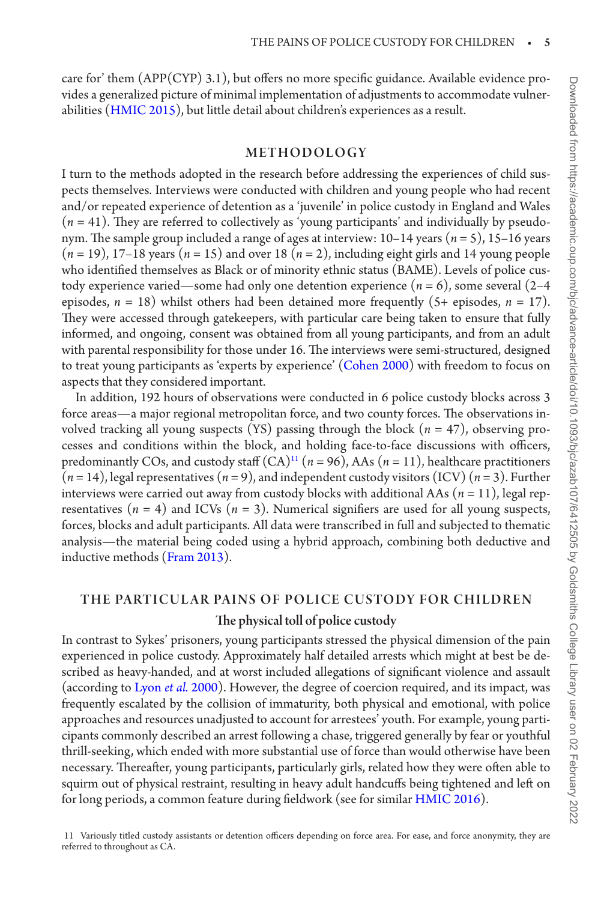care for' them (APP(CYP) 3.1), but offers no more specific guidance. Available evidence provides a generalized picture of minimal implementation of adjustments to accommodate vulnerabilities (HMIC 2015), but little detail about children's experiences as a result.

## METHODOLOGY

I turn to the methods adopted in the research before addressing the experiences of child suspects themselves. Interviews were conducted with children and young people who had recent and/or repeated experience of detention as a 'juvenile' in police custody in England and Wales ($n$ = 41). They are referred to collectively as 'young participants' and individually by pseudonym. The sample group included a range of ages at interview: 10–14 years ($n$ = 5), 15–16 years ($n$ = 19), 17–18 years ($n$ = 15) and over 18 ($n$ = 2), including eight girls and 14 young people who identified themselves as Black or of minority ethnic status (BAME). Levels of police custody experience varied—some had only one detention experience ($n$ = 6), some several (2–4 episodes, $n$ = 18) whilst others had been detained more frequently (5+ episodes, $n$ = 17). They were accessed through gatekeepers, with particular care being taken to ensure that fully informed, and ongoing, consent was obtained from all young participants, and from an adult with parental responsibility for those under 16. The interviews were semi-structured, designed to treat young participants as 'experts by experience' (Cohen 2000) with freedom to focus on aspects that they considered important.

In addition, 192 hours of observations were conducted in 6 police custody blocks across 3 force areas—a major regional metropolitan force, and two county forces. The observations involved tracking all young suspects (YS) passing through the block ($n$ = 47), observing processes and conditions within the block, and holding face-to-face discussions with officers, predominantly COs, and custody staff (CA)[11] ($n$ = 96), AAs ($n$ = 11), healthcare practitioners ($n$ = 14), legal representatives ($n$ = 9), and independent custody visitors (ICV) ($n$ = 3). Further interviews were carried out away from custody blocks with additional AAs ($n$ = 11), legal representatives ($n$ = 4) and ICVs ($n$ = 3). Numerical signifiers are used for all young suspects, forces, blocks and adult participants. All data were transcribed in full and subjected to thematic analysis—the material being coded using a hybrid approach, combining both deductive and inductive methods (Fram 2013).

## THE PARTICULAR PAINS OF POLICE CUSTODY FOR CHILDREN

### The physical toll of police custody

In contrast to Sykes' prisoners, young participants stressed the physical dimension of the pain experienced in police custody. Approximately half detailed arrests which might at best be described as heavy-handed, and at worst included allegations of significant violence and assault (according to Lyon *et al.* 2000). However, the degree of coercion required, and its impact, was frequently escalated by the collision of immaturity, both physical and emotional, with police approaches and resources unadjusted to account for arrestees' youth. For example, young participants commonly described an arrest following a chase, triggered generally by fear or youthful thrill-seeking, which ended with more substantial use of force than would otherwise have been necessary. Thereafter, young participants, particularly girls, related how they were often able to squirm out of physical restraint, resulting in heavy adult handcuffs being tightened and left on for long periods, a common feature during fieldwork (see for similar HMIC 2016).

11 Variously titled custody assistants or detention officers depending on force area. For ease, and force anonymity, they are referred to throughout as CA.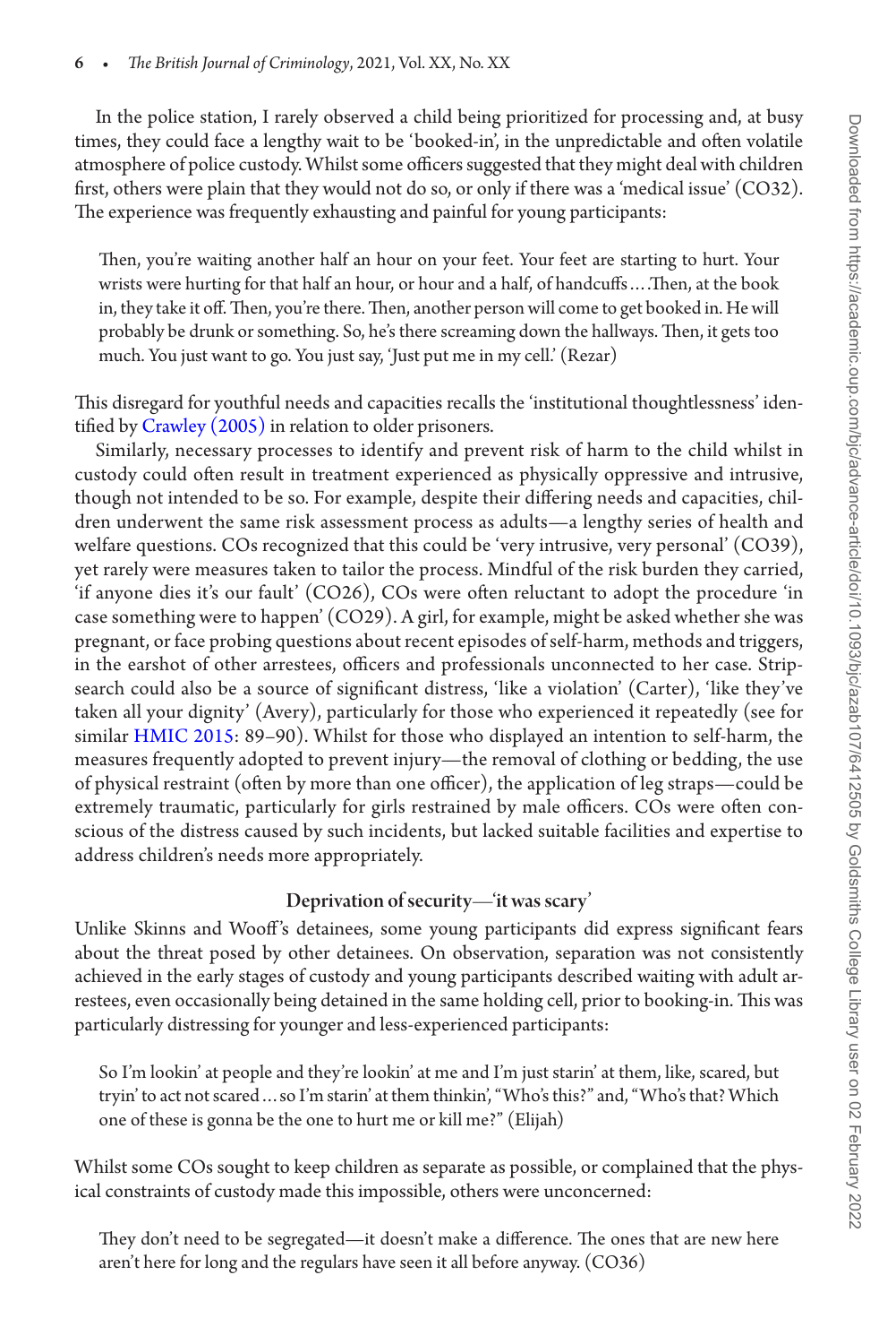In the police station, I rarely observed a child being prioritized for processing and, at busy times, they could face a lengthy wait to be 'booked-in', in the unpredictable and often volatile atmosphere of police custody. Whilst some officers suggested that they might deal with children first, others were plain that they would not do so, or only if there was a 'medical issue' (CO32). The experience was frequently exhausting and painful for young participants:

> Then, you're waiting another half an hour on your feet. Your feet are starting to hurt. Your wrists were hurting for that half an hour, or hour and a half, of handcuffs … .Then, at the book in, they take it off. Then, you're there. Then, another person will come to get booked in. He will probably be drunk or something. So, he's there screaming down the hallways. Then, it gets too much. You just want to go. You just say, 'Just put me in my cell.' (Rezar)

This disregard for youthful needs and capacities recalls the 'institutional thoughtlessness' identified by Crawley (2005) in relation to older prisoners.

Similarly, necessary processes to identify and prevent risk of harm to the child whilst in custody could often result in treatment experienced as physically oppressive and intrusive, though not intended to be so. For example, despite their differing needs and capacities, children underwent the same risk assessment process as adults—a lengthy series of health and welfare questions. COs recognized that this could be 'very intrusive, very personal' (CO39), yet rarely were measures taken to tailor the process. Mindful of the risk burden they carried, 'if anyone dies it's our fault' (CO26), COs were often reluctant to adopt the procedure 'in case something were to happen' (CO29). A girl, for example, might be asked whether she was pregnant, or face probing questions about recent episodes of self-harm, methods and triggers, in the earshot of other arrestees, officers and professionals unconnected to her case. Strip-search could also be a source of significant distress, 'like a violation' (Carter), 'like they've taken all your dignity' (Avery), particularly for those who experienced it repeatedly (see for similar HMIC 2015: 89–90). Whilst for those who displayed an intention to self-harm, the measures frequently adopted to prevent injury—the removal of clothing or bedding, the use of physical restraint (often by more than one officer), the application of leg straps—could be extremely traumatic, particularly for girls restrained by male officers. COs were often conscious of the distress caused by such incidents, but lacked suitable facilities and expertise to address children's needs more appropriately.

### Deprivation of security—'it was scary'

Unlike Skinns and Wooff's detainees, some young participants did express significant fears about the threat posed by other detainees. On observation, separation was not consistently achieved in the early stages of custody and young participants described waiting with adult arrestees, even occasionally being detained in the same holding cell, prior to booking-in. This was particularly distressing for younger and less-experienced participants:

> So I'm lookin' at people and they're lookin' at me and I'm just starin' at them, like, scared, but tryin' to act not scared … so I'm starin' at them thinkin', "Who's this?" and, "Who's that? Which one of these is gonna be the one to hurt me or kill me?" (Elijah)

Whilst some COs sought to keep children as separate as possible, or complained that the physical constraints of custody made this impossible, others were unconcerned:

> They don't need to be segregated—it doesn't make a difference. The ones that are new here aren't here for long and the regulars have seen it all before anyway. (CO36)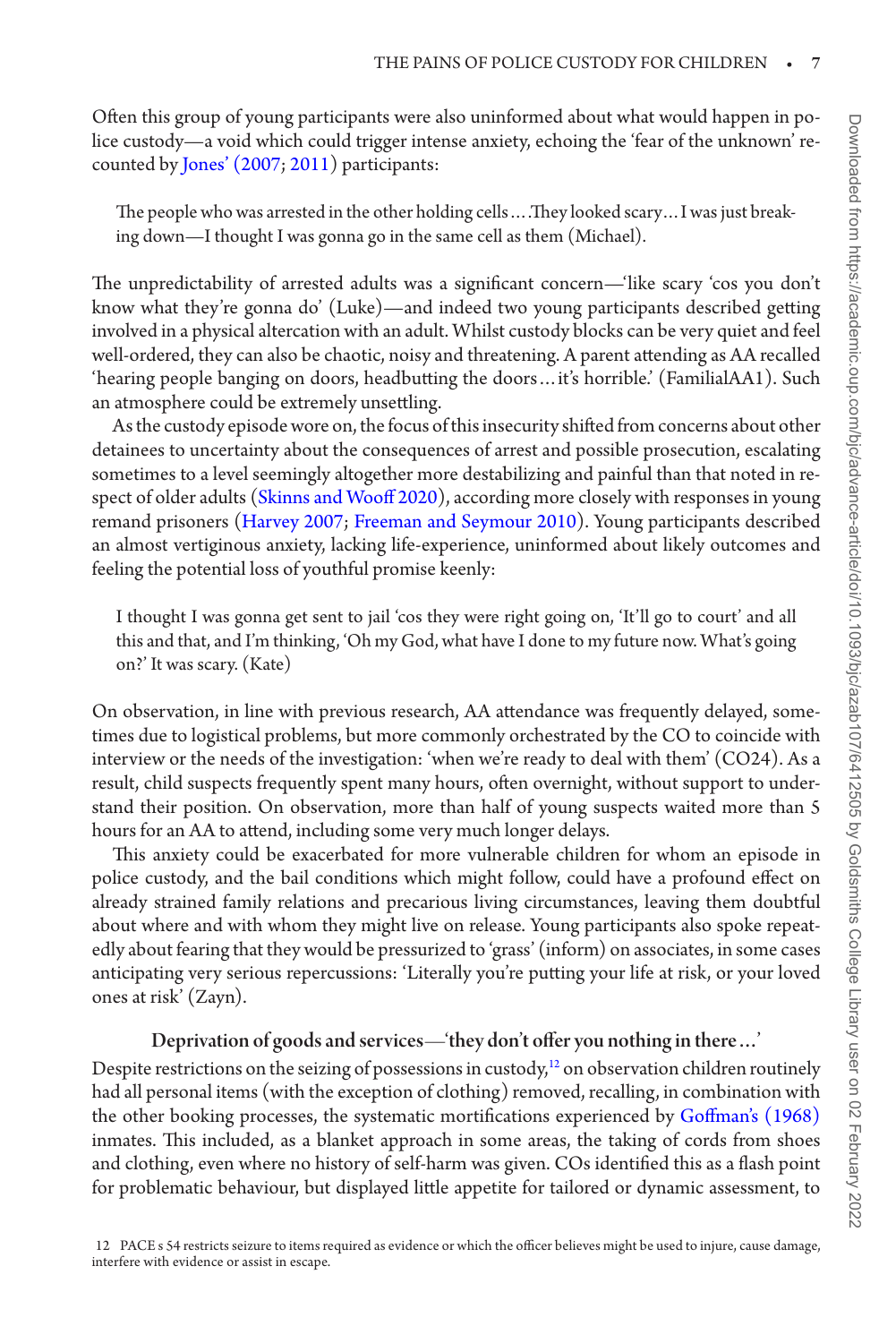Often this group of young participants were also uninformed about what would happen in police custody—a void which could trigger intense anxiety, echoing the 'fear of the unknown' recounted by Jones' (2007; 2011) participants:

> The people who was arrested in the other holding cells … .They looked scary … I was just breaking down—I thought I was gonna go in the same cell as them (Michael).

The unpredictability of arrested adults was a significant concern—'like scary 'cos you don't know what they're gonna do' (Luke)—and indeed two young participants described getting involved in a physical altercation with an adult. Whilst custody blocks can be very quiet and feel well-ordered, they can also be chaotic, noisy and threatening. A parent attending as AA recalled 'hearing people banging on doors, headbutting the doors … it's horrible.' (FamilialAA1). Such an atmosphere could be extremely unsettling.

As the custody episode wore on, the focus of this insecurity shifted from concerns about other detainees to uncertainty about the consequences of arrest and possible prosecution, escalating sometimes to a level seemingly altogether more destabilizing and painful than that noted in respect of older adults (Skinns and Wooff 2020), according more closely with responses in young remand prisoners (Harvey 2007; Freeman and Seymour 2010). Young participants described an almost vertiginous anxiety, lacking life-experience, uninformed about likely outcomes and feeling the potential loss of youthful promise keenly:

> I thought I was gonna get sent to jail 'cos they were right going on, 'It'll go to court' and all this and that, and I'm thinking, 'Oh my God, what have I done to my future now. What's going on?' It was scary. (Kate)

On observation, in line with previous research, AA attendance was frequently delayed, sometimes due to logistical problems, but more commonly orchestrated by the CO to coincide with interview or the needs of the investigation: 'when we're ready to deal with them' (CO24). As a result, child suspects frequently spent many hours, often overnight, without support to understand their position. On observation, more than half of young suspects waited more than 5 hours for an AA to attend, including some very much longer delays.

This anxiety could be exacerbated for more vulnerable children for whom an episode in police custody, and the bail conditions which might follow, could have a profound effect on already strained family relations and precarious living circumstances, leaving them doubtful about where and with whom they might live on release. Young participants also spoke repeatedly about fearing that they would be pressurized to 'grass' (inform) on associates, in some cases anticipating very serious repercussions: 'Literally you're putting your life at risk, or your loved ones at risk' (Zayn).

### Deprivation of goods and services—'they don't offer you nothing in there …'

Despite restrictions on the seizing of possessions in custody,[12] on observation children routinely had all personal items (with the exception of clothing) removed, recalling, in combination with the other booking processes, the systematic mortifications experienced by Goffman's (1968) inmates. This included, as a blanket approach in some areas, the taking of cords from shoes and clothing, even where no history of self-harm was given. COs identified this as a flash point for problematic behaviour, but displayed little appetite for tailored or dynamic assessment, to

12 PACE s 54 restricts seizure to items required as evidence or which the officer believes might be used to injure, cause damage, interfere with evidence or assist in escape.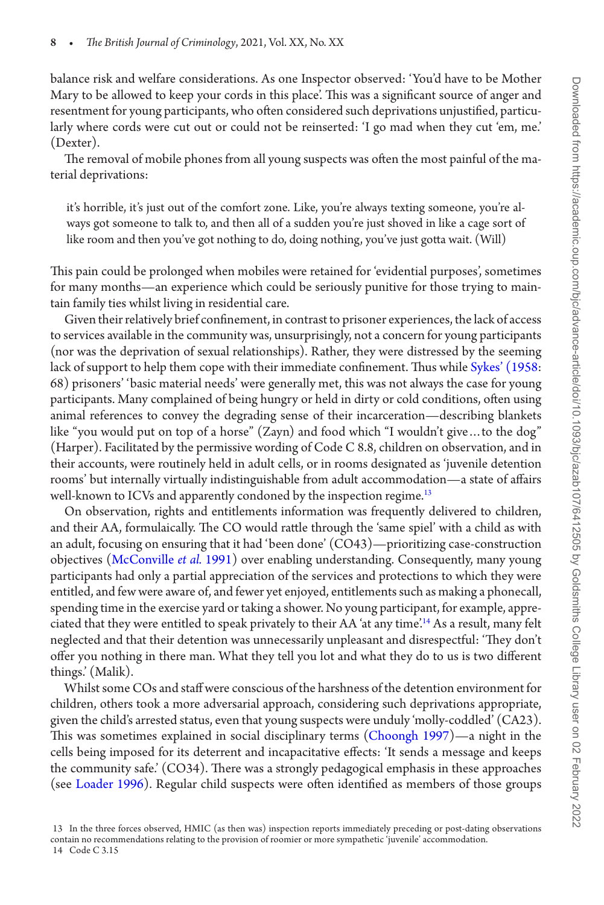balance risk and welfare considerations. As one Inspector observed: 'You'd have to be Mother Mary to be allowed to keep your cords in this place'. This was a significant source of anger and resentment for young participants, who often considered such deprivations unjustified, particularly where cords were cut out or could not be reinserted: 'I go mad when they cut 'em, me.' (Dexter).

The removal of mobile phones from all young suspects was often the most painful of the material deprivations:

> it's horrible, it's just out of the comfort zone. Like, you're always texting someone, you're always got someone to talk to, and then all of a sudden you're just shoved in like a cage sort of like room and then you've got nothing to do, doing nothing, you've just gotta wait. (Will)

This pain could be prolonged when mobiles were retained for 'evidential purposes', sometimes for many months—an experience which could be seriously punitive for those trying to maintain family ties whilst living in residential care.

Given their relatively brief confinement, in contrast to prisoner experiences, the lack of access to services available in the community was, unsurprisingly, not a concern for young participants (nor was the deprivation of sexual relationships). Rather, they were distressed by the seeming lack of support to help them cope with their immediate confinement. Thus while Sykes' (1958: 68) prisoners' 'basic material needs' were generally met, this was not always the case for young participants. Many complained of being hungry or held in dirty or cold conditions, often using animal references to convey the degrading sense of their incarceration—describing blankets like "you would put on top of a horse" (Zayn) and food which "I wouldn't give…to the dog" (Harper). Facilitated by the permissive wording of Code C 8.8, children on observation, and in their accounts, were routinely held in adult cells, or in rooms designated as 'juvenile detention rooms' but internally virtually indistinguishable from adult accommodation—a state of affairs well-known to ICVs and apparently condoned by the inspection regime.[13]

On observation, rights and entitlements information was frequently delivered to children, and their AA, formulaically. The CO would rattle through the 'same spiel' with a child as with an adult, focusing on ensuring that it had 'been done' (CO43)—prioritizing case-construction objectives (McConville *et al.* 1991) over enabling understanding. Consequently, many young participants had only a partial appreciation of the services and protections to which they were entitled, and few were aware of, and fewer yet enjoyed, entitlements such as making a phonecall, spending time in the exercise yard or taking a shower. No young participant, for example, appreciated that they were entitled to speak privately to their AA 'at any time'.[14] As a result, many felt neglected and that their detention was unnecessarily unpleasant and disrespectful: 'They don't offer you nothing in there man. What they tell you lot and what they do to us is two different things.' (Malik).

Whilst some COs and staff were conscious of the harshness of the detention environment for children, others took a more adversarial approach, considering such deprivations appropriate, given the child's arrested status, even that young suspects were unduly 'molly-coddled' (CA23). This was sometimes explained in social disciplinary terms (Choongh 1997)—a night in the cells being imposed for its deterrent and incapacitative effects: 'It sends a message and keeps the community safe.' (CO34). There was a strongly pedagogical emphasis in these approaches (see Loader 1996). Regular child suspects were often identified as members of those groups

13 In the three forces observed, HMIC (as then was) inspection reports immediately preceding or post-dating observations contain no recommendations relating to the provision of roomier or more sympathetic 'juvenile' accommodation.

14 Code C 3.15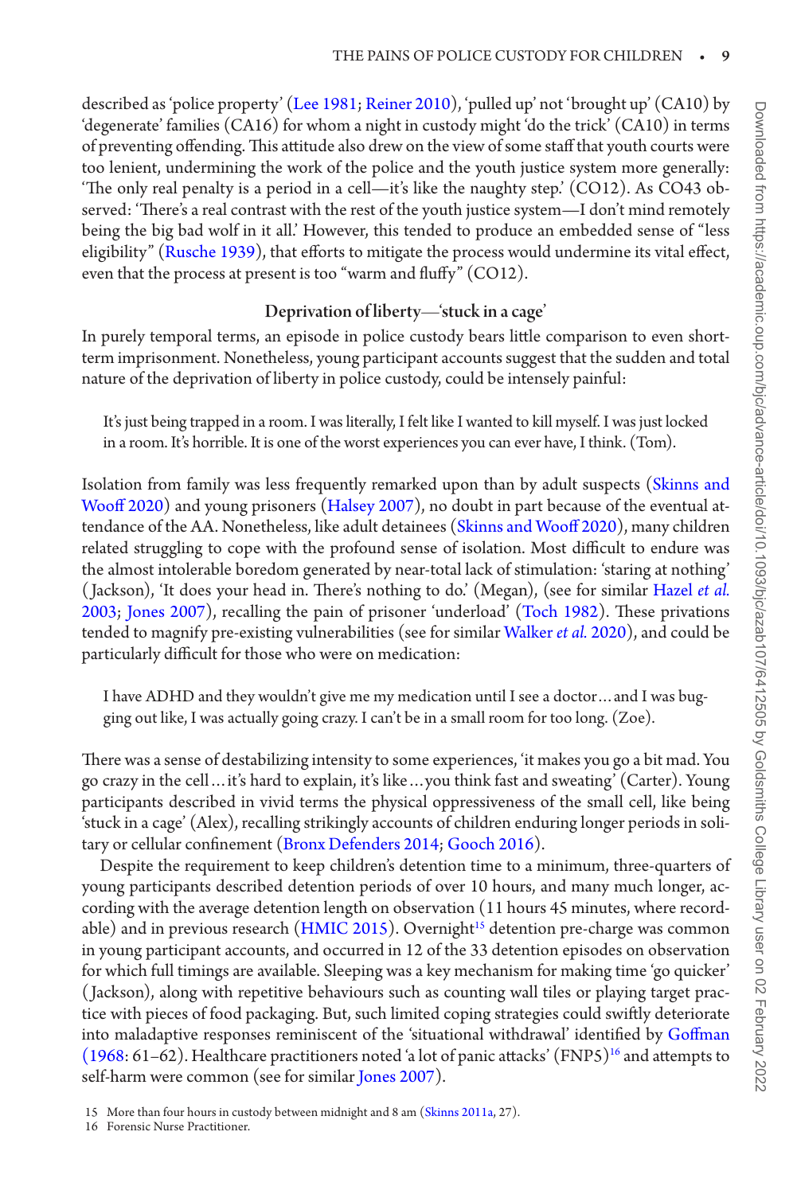described as 'police property' (Lee 1981; Reiner 2010), 'pulled up' not 'brought up' (CA10) by 'degenerate' families (CA16) for whom a night in custody might 'do the trick' (CA10) in terms of preventing offending. This attitude also drew on the view of some staff that youth courts were too lenient, undermining the work of the police and the youth justice system more generally: 'The only real penalty is a period in a cell—it's like the naughty step.' (CO12). As CO43 observed: 'There's a real contrast with the rest of the youth justice system—I don't mind remotely being the big bad wolf in it all.' However, this tended to produce an embedded sense of "less eligibility" (Rusche 1939), that efforts to mitigate the process would undermine its vital effect, even that the process at present is too "warm and fluffy" (CO12).

### Deprivation of liberty—'stuck in a cage'

In purely temporal terms, an episode in police custody bears little comparison to even short-term imprisonment. Nonetheless, young participant accounts suggest that the sudden and total nature of the deprivation of liberty in police custody, could be intensely painful:

> It's just being trapped in a room. I was literally, I felt like I wanted to kill myself. I was just locked in a room. It's horrible. It is one of the worst experiences you can ever have, I think. (Tom).

Isolation from family was less frequently remarked upon than by adult suspects (Skinns and Wooff 2020) and young prisoners (Halsey 2007), no doubt in part because of the eventual attendance of the AA. Nonetheless, like adult detainees (Skinns and Wooff 2020), many children related struggling to cope with the profound sense of isolation. Most difficult to endure was the almost intolerable boredom generated by near-total lack of stimulation: 'staring at nothing' (Jackson), 'It does your head in. There's nothing to do.' (Megan), (see for similar Hazel *et al.* 2003; Jones 2007), recalling the pain of prisoner 'underload' (Toch 1982). These privations tended to magnify pre-existing vulnerabilities (see for similar Walker *et al.* 2020), and could be particularly difficult for those who were on medication:

> I have ADHD and they wouldn't give me my medication until I see a doctor... and I was bugging out like, I was actually going crazy. I can't be in a small room for too long. (Zoe).

There was a sense of destabilizing intensity to some experiences, 'it makes you go a bit mad. You go crazy in the cell... it's hard to explain, it's like... you think fast and sweating' (Carter). Young participants described in vivid terms the physical oppressiveness of the small cell, like being 'stuck in a cage' (Alex), recalling strikingly accounts of children enduring longer periods in solitary or cellular confinement (Bronx Defenders 2014; Gooch 2016).

Despite the requirement to keep children's detention time to a minimum, three-quarters of young participants described detention periods of over 10 hours, and many much longer, according with the average detention length on observation (11 hours 45 minutes, where recordable) and in previous research (HMIC 2015). Overnight[15] detention pre-charge was common in young participant accounts, and occurred in 12 of the 33 detention episodes on observation for which full timings are available. Sleeping was a key mechanism for making time 'go quicker' (Jackson), along with repetitive behaviours such as counting wall tiles or playing target practice with pieces of food packaging. But, such limited coping strategies could swiftly deteriorate into maladaptive responses reminiscent of the 'situational withdrawal' identified by Goffman (1968: 61–62). Healthcare practitioners noted 'a lot of panic attacks' (FNP5)[16] and attempts to self-harm were common (see for similar Jones 2007).

15 More than four hours in custody between midnight and 8 am (Skinns 2011a, 27).

16 Forensic Nurse Practitioner.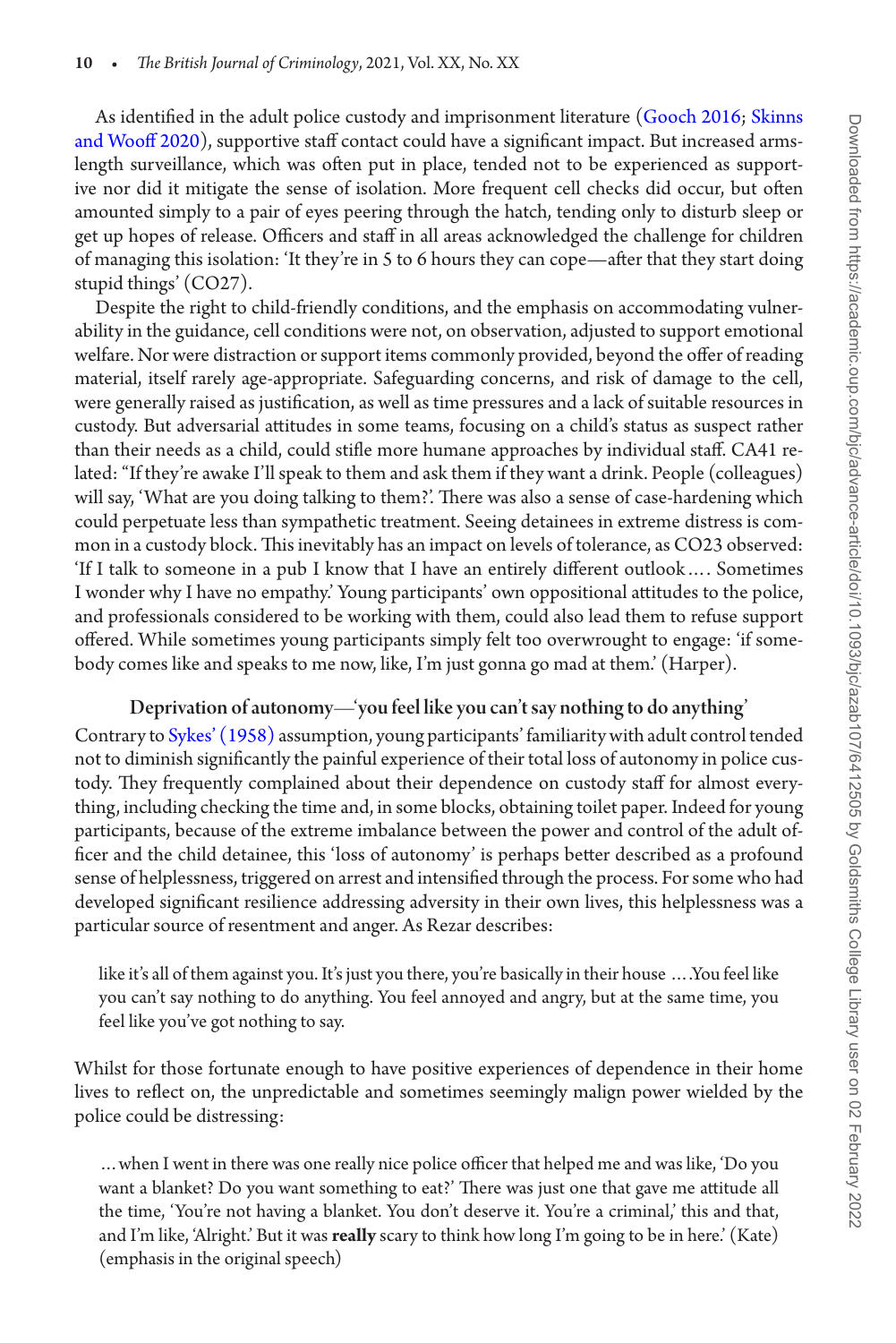As identified in the adult police custody and imprisonment literature (Gooch 2016; Skinns and Wooff 2020), supportive staff contact could have a significant impact. But increased arms-length surveillance, which was often put in place, tended not to be experienced as supportive nor did it mitigate the sense of isolation. More frequent cell checks did occur, but often amounted simply to a pair of eyes peering through the hatch, tending only to disturb sleep or get up hopes of release. Officers and staff in all areas acknowledged the challenge for children of managing this isolation: 'It they're in 5 to 6 hours they can cope—after that they start doing stupid things' (CO27).

Despite the right to child-friendly conditions, and the emphasis on accommodating vulnerability in the guidance, cell conditions were not, on observation, adjusted to support emotional welfare. Nor were distraction or support items commonly provided, beyond the offer of reading material, itself rarely age-appropriate. Safeguarding concerns, and risk of damage to the cell, were generally raised as justification, as well as time pressures and a lack of suitable resources in custody. But adversarial attitudes in some teams, focusing on a child's status as suspect rather than their needs as a child, could stifle more humane approaches by individual staff. CA41 related: "If they're awake I'll speak to them and ask them if they want a drink. People (colleagues) will say, 'What are you doing talking to them?'. There was also a sense of case-hardening which could perpetuate less than sympathetic treatment. Seeing detainees in extreme distress is common in a custody block. This inevitably has an impact on levels of tolerance, as CO23 observed: 'If I talk to someone in a pub I know that I have an entirely different outlook .... Sometimes I wonder why I have no empathy.' Young participants' own oppositional attitudes to the police, and professionals considered to be working with them, could also lead them to refuse support offered. While sometimes young participants simply felt too overwrought to engage: 'if somebody comes like and speaks to me now, like, I'm just gonna go mad at them.' (Harper).

### Deprivation of autonomy—'you feel like you can't say nothing to do anything'

Contrary to Sykes' (1958) assumption, young participants' familiarity with adult control tended not to diminish significantly the painful experience of their total loss of autonomy in police custody. They frequently complained about their dependence on custody staff for almost everything, including checking the time and, in some blocks, obtaining toilet paper. Indeed for young participants, because of the extreme imbalance between the power and control of the adult officer and the child detainee, this 'loss of autonomy' is perhaps better described as a profound sense of helplessness, triggered on arrest and intensified through the process. For some who had developed significant resilience addressing adversity in their own lives, this helplessness was a particular source of resentment and anger. As Rezar describes:

> like it's all of them against you. It's just you there, you're basically in their house ....You feel like you can't say nothing to do anything. You feel annoyed and angry, but at the same time, you feel like you've got nothing to say.

Whilst for those fortunate enough to have positive experiences of dependence in their home lives to reflect on, the unpredictable and sometimes seemingly malign power wielded by the police could be distressing:

> ... when I went in there was one really nice police officer that helped me and was like, 'Do you want a blanket? Do you want something to eat?' There was just one that gave me attitude all the time, 'You're not having a blanket. You don't deserve it. You're a criminal,' this and that, and I'm like, 'Alright.' But it was **really** scary to think how long I'm going to be in here.' (Kate) (emphasis in the original speech)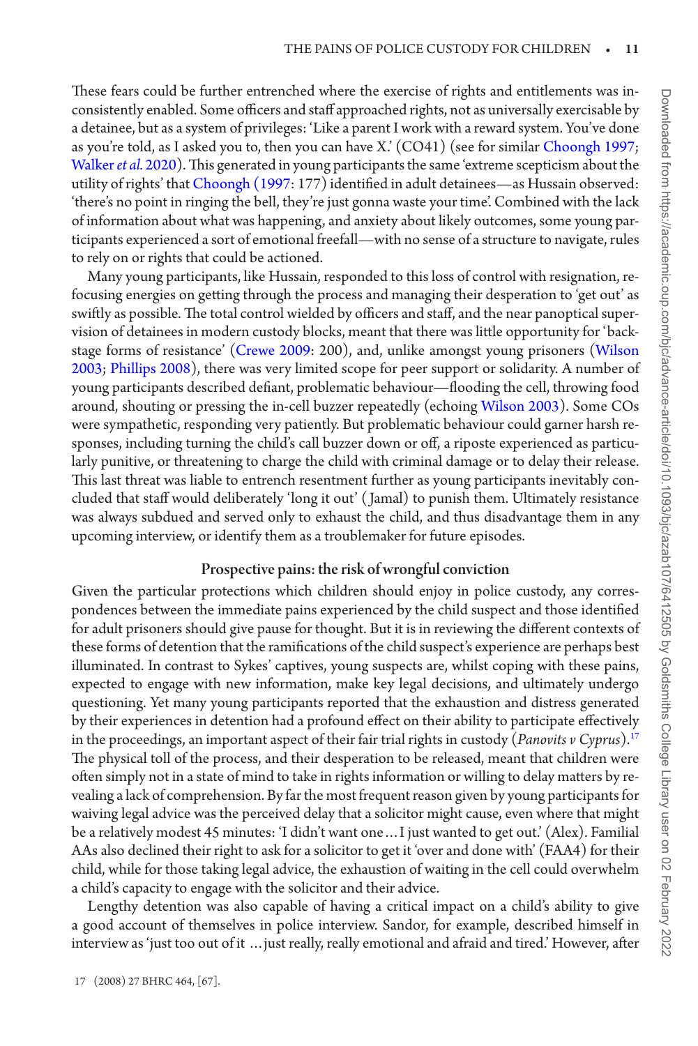These fears could be further entrenched where the exercise of rights and entitlements was inconsistently enabled. Some officers and staff approached rights, not as universally exercisable by a detainee, but as a system of privileges: 'Like a parent I work with a reward system. You've done as you're told, as I asked you to, then you can have X.' (CO41) (see for similar Choongh 1997; Walker *et al.* 2020). This generated in young participants the same 'extreme scepticism about the utility of rights' that Choongh (1997: 177) identified in adult detainees—as Hussain observed: 'there's no point in ringing the bell, they're just gonna waste your time'. Combined with the lack of information about what was happening, and anxiety about likely outcomes, some young participants experienced a sort of emotional freefall—with no sense of a structure to navigate, rules to rely on or rights that could be actioned.

Many young participants, like Hussain, responded to this loss of control with resignation, refocusing energies on getting through the process and managing their desperation to 'get out' as swiftly as possible. The total control wielded by officers and staff, and the near panoptical supervision of detainees in modern custody blocks, meant that there was little opportunity for 'backstage forms of resistance' (Crewe 2009: 200), and, unlike amongst young prisoners (Wilson 2003; Phillips 2008), there was very limited scope for peer support or solidarity. A number of young participants described defiant, problematic behaviour—flooding the cell, throwing food around, shouting or pressing the in-cell buzzer repeatedly (echoing Wilson 2003). Some COs were sympathetic, responding very patiently. But problematic behaviour could garner harsh responses, including turning the child's call buzzer down or off, a riposte experienced as particularly punitive, or threatening to charge the child with criminal damage or to delay their release. This last threat was liable to entrench resentment further as young participants inevitably concluded that staff would deliberately 'long it out' (Jamal) to punish them. Ultimately resistance was always subdued and served only to exhaust the child, and thus disadvantage them in any upcoming interview, or identify them as a troublemaker for future episodes.

### Prospective pains: the risk of wrongful conviction

Given the particular protections which children should enjoy in police custody, any correspondences between the immediate pains experienced by the child suspect and those identified for adult prisoners should give pause for thought. But it is in reviewing the different contexts of these forms of detention that the ramifications of the child suspect's experience are perhaps best illuminated. In contrast to Sykes' captives, young suspects are, whilst coping with these pains, expected to engage with new information, make key legal decisions, and ultimately undergo questioning. Yet many young participants reported that the exhaustion and distress generated by their experiences in detention had a profound effect on their ability to participate effectively in the proceedings, an important aspect of their fair trial rights in custody (*Panovits v Cyprus*).[17] The physical toll of the process, and their desperation to be released, meant that children were often simply not in a state of mind to take in rights information or willing to delay matters by revealing a lack of comprehension. By far the most frequent reason given by young participants for waiving legal advice was the perceived delay that a solicitor might cause, even where that might be a relatively modest 45 minutes: 'I didn't want one … I just wanted to get out.' (Alex). Familial AAs also declined their right to ask for a solicitor to get it 'over and done with' (FAA4) for their child, while for those taking legal advice, the exhaustion of waiting in the cell could overwhelm a child's capacity to engage with the solicitor and their advice.

Lengthy detention was also capable of having a critical impact on a child's ability to give a good account of themselves in police interview. Sandor, for example, described himself in interview as 'just too out of it … just really, really emotional and afraid and tired.' However, after

17 (2008) 27 BHRC 464, [67].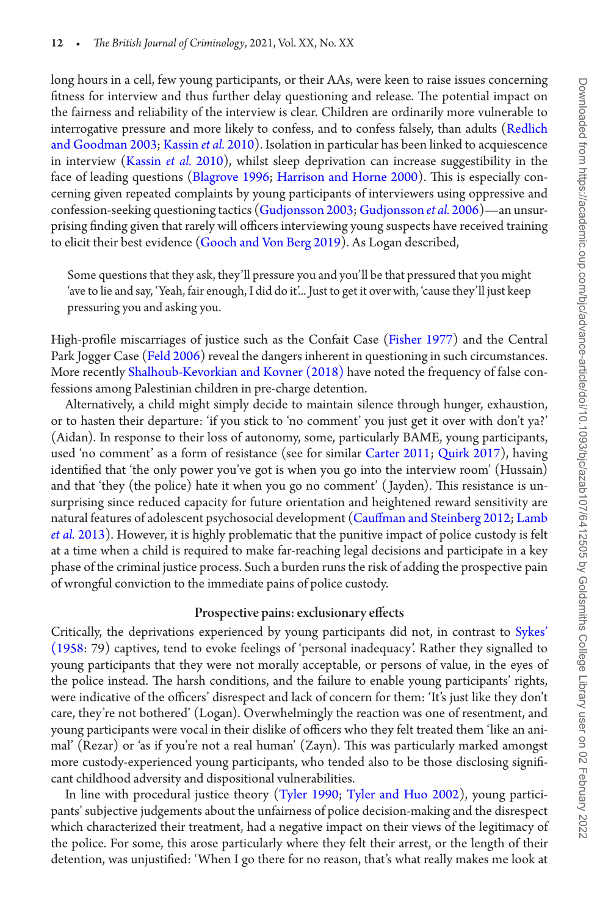long hours in a cell, few young participants, or their AAs, were keen to raise issues concerning fitness for interview and thus further delay questioning and release. The potential impact on the fairness and reliability of the interview is clear. Children are ordinarily more vulnerable to interrogative pressure and more likely to confess, and to confess falsely, than adults (Redlich and Goodman 2003; Kassin *et al.* 2010). Isolation in particular has been linked to acquiescence in interview (Kassin *et al.* 2010), whilst sleep deprivation can increase suggestibility in the face of leading questions (Blagrove 1996; Harrison and Horne 2000). This is especially concerning given repeated complaints by young participants of interviewers using oppressive and confession-seeking questioning tactics (Gudjonsson 2003; Gudjonsson *et al.* 2006)—an unsurprising finding given that rarely will officers interviewing young suspects have received training to elicit their best evidence (Gooch and Von Berg 2019). As Logan described,

> Some questions that they ask, they'll pressure you and you'll be that pressured that you might 'ave to lie and say, 'Yeah, fair enough, I did do it'... Just to get it over with, 'cause they'll just keep pressuring you and asking you.

High-profile miscarriages of justice such as the Confait Case (Fisher 1977) and the Central Park Jogger Case (Feld 2006) reveal the dangers inherent in questioning in such circumstances. More recently Shalhoub-Kevorkian and Kovner (2018) have noted the frequency of false confessions among Palestinian children in pre-charge detention.

Alternatively, a child might simply decide to maintain silence through hunger, exhaustion, or to hasten their departure: 'if you stick to 'no comment' you just get it over with don't ya?' (Aidan). In response to their loss of autonomy, some, particularly BAME, young participants, used 'no comment' as a form of resistance (see for similar Carter 2011; Quirk 2017), having identified that 'the only power you've got is when you go into the interview room' (Hussain) and that 'they (the police) hate it when you go no comment' (Jayden). This resistance is unsurprising since reduced capacity for future orientation and heightened reward sensitivity are natural features of adolescent psychosocial development (Cauffman and Steinberg 2012; Lamb *et al.* 2013). However, it is highly problematic that the punitive impact of police custody is felt at a time when a child is required to make far-reaching legal decisions and participate in a key phase of the criminal justice process. Such a burden runs the risk of adding the prospective pain of wrongful conviction to the immediate pains of police custody.

### Prospective pains: exclusionary effects

Critically, the deprivations experienced by young participants did not, in contrast to Sykes' (1958: 79) captives, tend to evoke feelings of 'personal inadequacy'. Rather they signalled to young participants that they were not morally acceptable, or persons of value, in the eyes of the police instead. The harsh conditions, and the failure to enable young participants' rights, were indicative of the officers' disrespect and lack of concern for them: 'It's just like they don't care, they're not bothered' (Logan). Overwhelmingly the reaction was one of resentment, and young participants were vocal in their dislike of officers who they felt treated them 'like an animal' (Rezar) or 'as if you're not a real human' (Zayn). This was particularly marked amongst more custody-experienced young participants, who tended also to be those disclosing significant childhood adversity and dispositional vulnerabilities.

In line with procedural justice theory (Tyler 1990; Tyler and Huo 2002), young participants' subjective judgements about the unfairness of police decision-making and the disrespect which characterized their treatment, had a negative impact on their views of the legitimacy of the police. For some, this arose particularly where they felt their arrest, or the length of their detention, was unjustified: 'When I go there for no reason, that's what really makes me look at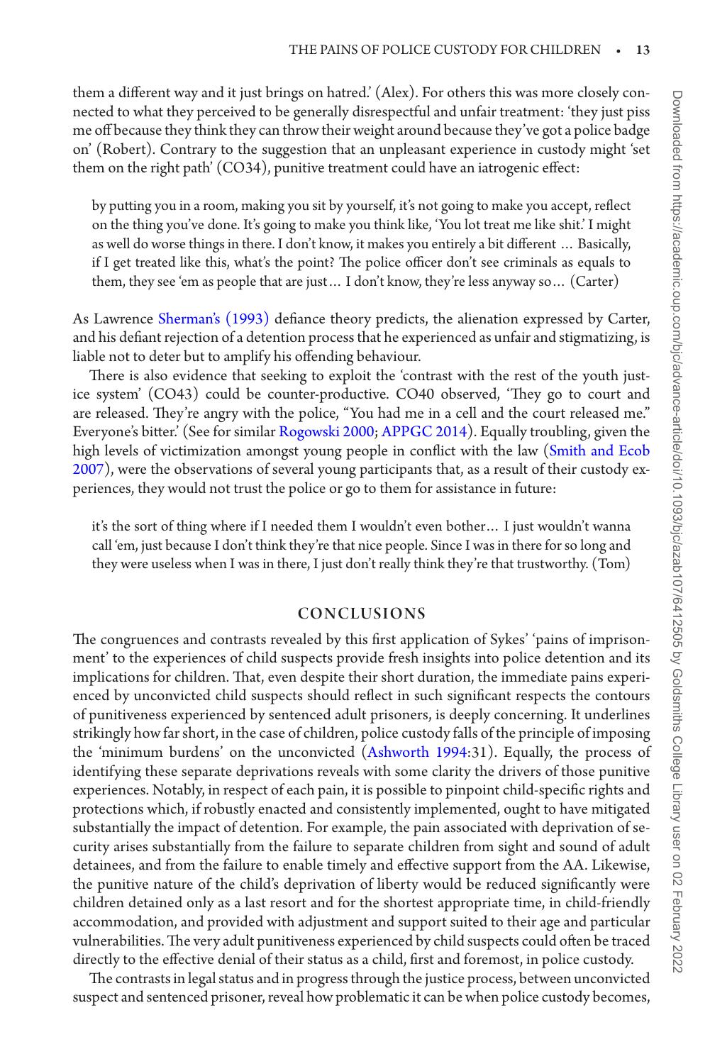them a different way and it just brings on hatred.' (Alex). For others this was more closely connected to what they perceived to be generally disrespectful and unfair treatment: 'they just piss me off because they think they can throw their weight around because they've got a police badge on' (Robert). Contrary to the suggestion that an unpleasant experience in custody might 'set them on the right path' (CO34), punitive treatment could have an iatrogenic effect:

> by putting you in a room, making you sit by yourself, it's not going to make you accept, reflect on the thing you've done. It's going to make you think like, 'You lot treat me like shit.' I might as well do worse things in there. I don't know, it makes you entirely a bit different … Basically, if I get treated like this, what's the point? The police officer don't see criminals as equals to them, they see 'em as people that are just… I don't know, they're less anyway so… (Carter)

As Lawrence Sherman's (1993) defiance theory predicts, the alienation expressed by Carter, and his defiant rejection of a detention process that he experienced as unfair and stigmatizing, is liable not to deter but to amplify his offending behaviour.

There is also evidence that seeking to exploit the 'contrast with the rest of the youth justice system' (CO43) could be counter-productive. CO40 observed, 'They go to court and are released. They're angry with the police, "You had me in a cell and the court released me." Everyone's bitter.' (See for similar Rogowski 2000; APPGC 2014). Equally troubling, given the high levels of victimization amongst young people in conflict with the law (Smith and Ecob 2007), were the observations of several young participants that, as a result of their custody experiences, they would not trust the police or go to them for assistance in future:

> it's the sort of thing where if I needed them I wouldn't even bother… I just wouldn't wanna call 'em, just because I don't think they're that nice people. Since I was in there for so long and they were useless when I was in there, I just don't really think they're that trustworthy. (Tom)

## CONCLUSIONS

The congruences and contrasts revealed by this first application of Sykes' 'pains of imprisonment' to the experiences of child suspects provide fresh insights into police detention and its implications for children. That, even despite their short duration, the immediate pains experienced by unconvicted child suspects should reflect in such significant respects the contours of punitiveness experienced by sentenced adult prisoners, is deeply concerning. It underlines strikingly how far short, in the case of children, police custody falls of the principle of imposing the 'minimum burdens' on the unconvicted (Ashworth 1994:31). Equally, the process of identifying these separate deprivations reveals with some clarity the drivers of those punitive experiences. Notably, in respect of each pain, it is possible to pinpoint child-specific rights and protections which, if robustly enacted and consistently implemented, ought to have mitigated substantially the impact of detention. For example, the pain associated with deprivation of security arises substantially from the failure to separate children from sight and sound of adult detainees, and from the failure to enable timely and effective support from the AA. Likewise, the punitive nature of the child's deprivation of liberty would be reduced significantly were children detained only as a last resort and for the shortest appropriate time, in child-friendly accommodation, and provided with adjustment and support suited to their age and particular vulnerabilities. The very adult punitiveness experienced by child suspects could often be traced directly to the effective denial of their status as a child, first and foremost, in police custody.

The contrasts in legal status and in progress through the justice process, between unconvicted suspect and sentenced prisoner, reveal how problematic it can be when police custody becomes,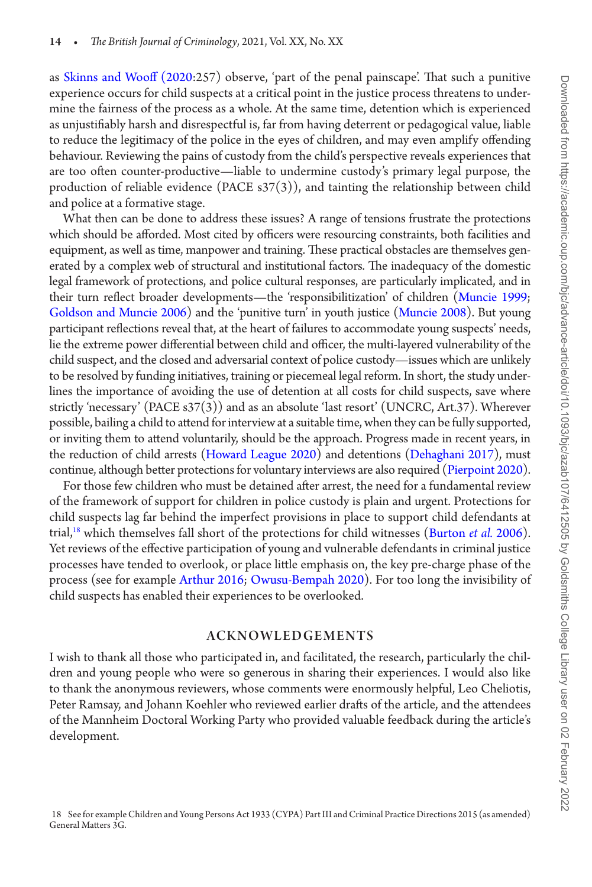as Skinns and Wooff (2020:257) observe, 'part of the penal painscape'. That such a punitive experience occurs for child suspects at a critical point in the justice process threatens to undermine the fairness of the process as a whole. At the same time, detention which is experienced as unjustifiably harsh and disrespectful is, far from having deterrent or pedagogical value, liable to reduce the legitimacy of the police in the eyes of children, and may even amplify offending behaviour. Reviewing the pains of custody from the child's perspective reveals experiences that are too often counter-productive—liable to undermine custody's primary legal purpose, the production of reliable evidence (PACE s37(3)), and tainting the relationship between child and police at a formative stage.

What then can be done to address these issues? A range of tensions frustrate the protections which should be afforded. Most cited by officers were resourcing constraints, both facilities and equipment, as well as time, manpower and training. These practical obstacles are themselves generated by a complex web of structural and institutional factors. The inadequacy of the domestic legal framework of protections, and police cultural responses, are particularly implicated, and in their turn reflect broader developments—the 'responsibilitization' of children (Muncie 1999; Goldson and Muncie 2006) and the 'punitive turn' in youth justice (Muncie 2008). But young participant reflections reveal that, at the heart of failures to accommodate young suspects' needs, lie the extreme power differential between child and officer, the multi-layered vulnerability of the child suspect, and the closed and adversarial context of police custody—issues which are unlikely to be resolved by funding initiatives, training or piecemeal legal reform. In short, the study underlines the importance of avoiding the use of detention at all costs for child suspects, save where strictly 'necessary' (PACE s37(3)) and as an absolute 'last resort' (UNCRC, Art.37). Wherever possible, bailing a child to attend for interview at a suitable time, when they can be fully supported, or inviting them to attend voluntarily, should be the approach. Progress made in recent years, in the reduction of child arrests (Howard League 2020) and detentions (Dehaghani 2017), must continue, although better protections for voluntary interviews are also required (Pierpoint 2020).

For those few children who must be detained after arrest, the need for a fundamental review of the framework of support for children in police custody is plain and urgent. Protections for child suspects lag far behind the imperfect provisions in place to support child defendants at trial,[18] which themselves fall short of the protections for child witnesses (Burton *et al.* 2006). Yet reviews of the effective participation of young and vulnerable defendants in criminal justice processes have tended to overlook, or place little emphasis on, the key pre-charge phase of the process (see for example Arthur 2016; Owusu-Bempah 2020). For too long the invisibility of child suspects has enabled their experiences to be overlooked.

## ACKNOWLEDGEMENTS

I wish to thank all those who participated in, and facilitated, the research, particularly the children and young people who were so generous in sharing their experiences. I would also like to thank the anonymous reviewers, whose comments were enormously helpful, Leo Cheliotis, Peter Ramsay, and Johann Koehler who reviewed earlier drafts of the article, and the attendees of the Mannheim Doctoral Working Party who provided valuable feedback during the article's development.

18 See for example Children and Young Persons Act 1933 (CYPA) Part III and Criminal Practice Directions 2015 (as amended) General Matters 3G.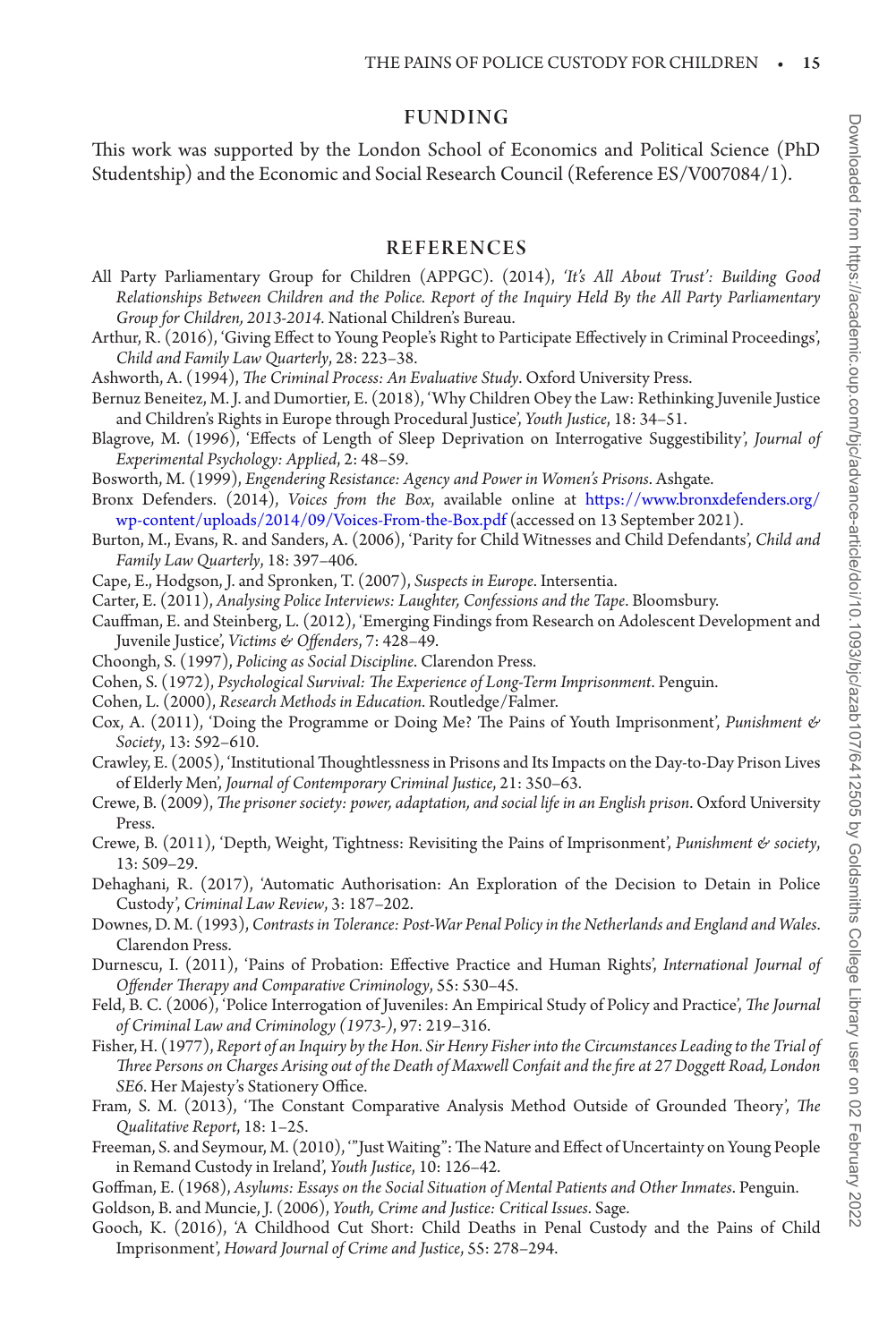## FUNDING

This work was supported by the London School of Economics and Political Science (PhD Studentship) and the Economic and Social Research Council (Reference ES/V007084/1).

## REFERENCES

All Party Parliamentary Group for Children (APPGC). (2014), *'It's All About Trust': Building Good Relationships Between Children and the Police. Report of the Inquiry Held By the All Party Parliamentary Group for Children, 2013-2014*. National Children's Bureau.

Arthur, R. (2016), 'Giving Effect to Young People's Right to Participate Effectively in Criminal Proceedings', *Child and Family Law Quarterly*, 28: 223–38.

Ashworth, A. (1994), *The Criminal Process: An Evaluative Study*. Oxford University Press.

Bernuz Beneitez, M. J. and Dumortier, E. (2018), 'Why Children Obey the Law: Rethinking Juvenile Justice and Children's Rights in Europe through Procedural Justice', *Youth Justice*, 18: 34–51.

Blagrove, M. (1996), 'Effects of Length of Sleep Deprivation on Interrogative Suggestibility', *Journal of Experimental Psychology: Applied*, 2: 48–59.

Bosworth, M. (1999), *Engendering Resistance: Agency and Power in Women's Prisons*. Ashgate.

Bronx Defenders. (2014), *Voices from the Box*, available online at https://www.bronxdefenders.org/wp-content/uploads/2014/09/Voices-From-the-Box.pdf (accessed on 13 September 2021).

Burton, M., Evans, R. and Sanders, A. (2006), 'Parity for Child Witnesses and Child Defendants', *Child and Family Law Quarterly*, 18: 397–406.

Cape, E., Hodgson, J. and Spronken, T. (2007), *Suspects in Europe*. Intersentia.

Carter, E. (2011), *Analysing Police Interviews: Laughter, Confessions and the Tape*. Bloomsbury.

Cauffman, E. and Steinberg, L. (2012), 'Emerging Findings from Research on Adolescent Development and Juvenile Justice', *Victims & Offenders*, 7: 428–49.

Choongh, S. (1997), *Policing as Social Discipline*. Clarendon Press.

Cohen, S. (1972), *Psychological Survival: The Experience of Long-Term Imprisonment*. Penguin.

Cohen, L. (2000), *Research Methods in Education*. Routledge/Falmer.

Cox, A. (2011), 'Doing the Programme or Doing Me? The Pains of Youth Imprisonment', *Punishment & Society*, 13: 592–610.

Crawley, E. (2005), 'Institutional Thoughtlessness in Prisons and Its Impacts on the Day-to-Day Prison Lives of Elderly Men', *Journal of Contemporary Criminal Justice*, 21: 350–63.

Crewe, B. (2009), *The prisoner society: power, adaptation, and social life in an English prison*. Oxford University Press.

Crewe, B. (2011), 'Depth, Weight, Tightness: Revisiting the Pains of Imprisonment', *Punishment & society*, 13: 509–29.

Dehaghani, R. (2017), 'Automatic Authorisation: An Exploration of the Decision to Detain in Police Custody', *Criminal Law Review*, 3: 187–202.

Downes, D. M. (1993), *Contrasts in Tolerance: Post-War Penal Policy in the Netherlands and England and Wales*. Clarendon Press.

Durnescu, I. (2011), 'Pains of Probation: Effective Practice and Human Rights', *International Journal of Offender Therapy and Comparative Criminology*, 55: 530–45.

Feld, B. C. (2006), 'Police Interrogation of Juveniles: An Empirical Study of Policy and Practice', *The Journal of Criminal Law and Criminology (1973-)*, 97: 219–316.

Fisher, H. (1977), *Report of an Inquiry by the Hon. Sir Henry Fisher into the Circumstances Leading to the Trial of Three Persons on Charges Arising out of the Death of Maxwell Confait and the fire at 27 Doggett Road, London SE6*. Her Majesty's Stationery Office.

Fram, S. M. (2013), 'The Constant Comparative Analysis Method Outside of Grounded Theory', *The Qualitative Report*, 18: 1–25.

Freeman, S. and Seymour, M. (2010), '"Just Waiting": The Nature and Effect of Uncertainty on Young People in Remand Custody in Ireland', *Youth Justice*, 10: 126–42.

Goffman, E. (1968), *Asylums: Essays on the Social Situation of Mental Patients and Other Inmates*. Penguin.

Goldson, B. and Muncie, J. (2006), *Youth, Crime and Justice: Critical Issues*. Sage.

Gooch, K. (2016), 'A Childhood Cut Short: Child Deaths in Penal Custody and the Pains of Child Imprisonment', *Howard Journal of Crime and Justice*, 55: 278–294.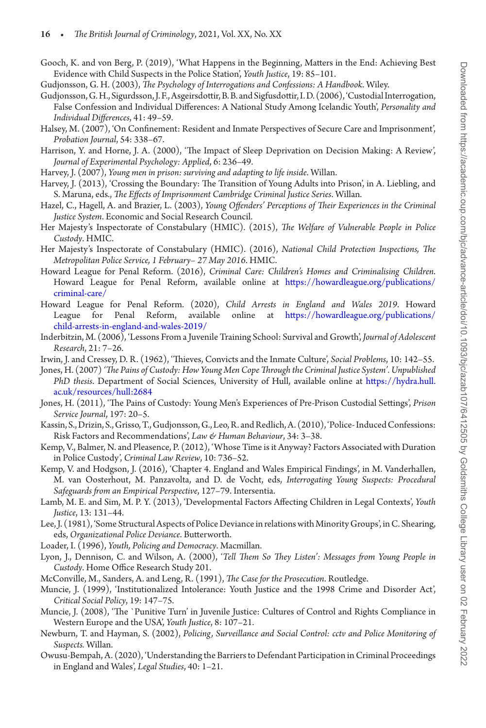Gooch, K. and von Berg, P. (2019), 'What Happens in the Beginning, Matters in the End: Achieving Best Evidence with Child Suspects in the Police Station', *Youth Justice*, 19: 85–101.

Gudjonsson, G. H. (2003), *The Psychology of Interrogations and Confessions: A Handbook*. Wiley.

Gudjonsson, G. H., Sigurdsson, J. F., Asgeirsdottir, B. B. and Sigfusdottir, I. D. (2006), 'Custodial Interrogation, False Confession and Individual Differences: A National Study Among Icelandic Youth', *Personality and Individual Differences*, 41: 49–59.

Halsey, M. (2007), 'On Confinement: Resident and Inmate Perspectives of Secure Care and Imprisonment', *Probation Journal*, 54: 338–67.

Harrison, Y. and Horne, J. A. (2000), 'The Impact of Sleep Deprivation on Decision Making: A Review', *Journal of Experimental Psychology: Applied*, 6: 236–49.

Harvey, J. (2007), *Young men in prison: surviving and adapting to life inside*. Willan.

Harvey, J. (2013), 'Crossing the Boundary: The Transition of Young Adults into Prison', in A. Liebling, and S. Maruna, eds., *The Effects of Imprisonment Cambridge Criminal Justice Series*. Willan.

Hazel, C., Hagell, A. and Brazier, L. (2003), *Young Offenders' Perceptions of Their Experiences in the Criminal Justice System*. Economic and Social Research Council.

Her Majesty's Inspectorate of Constabulary (HMIC). (2015), *The Welfare of Vulnerable People in Police Custody*. HMIC.

Her Majesty's Inspectorate of Constabulary (HMIC). (2016), *National Child Protection Inspections, The Metropolitan Police Service, 1 February– 27 May 2016*. HMIC.

Howard League for Penal Reform. (2016), *Criminal Care: Children's Homes and Criminalising Children*. Howard League for Penal Reform, available online at https://howardleague.org/publications/criminal-care/

Howard League for Penal Reform. (2020), *Child Arrests in England and Wales 2019*. Howard League for Penal Reform, available online at https://howardleague.org/publications/child-arrests-in-england-and-wales-2019/

Inderbitzin, M. (2006), 'Lessons From a Juvenile Training School: Survival and Growth', *Journal of Adolescent Research*, 21: 7–26.

Irwin, J. and Cressey, D. R. (1962), 'Thieves, Convicts and the Inmate Culture', *Social Problems*, 10: 142–55.

Jones, H. (2007) *'The Pains of Custody: How Young Men Cope Through the Criminal Justice System'. Unpublished PhD thesis*. Department of Social Sciences, University of Hull, available online at https://hydra.hull.ac.uk/resources/hull:2684

Jones, H. (2011), 'The Pains of Custody: Young Men's Experiences of Pre-Prison Custodial Settings', *Prison Service Journal*, 197: 20–5.

Kassin, S., Drizin, S., Grisso, T., Gudjonsson, G., Leo, R. and Redlich, A. (2010), 'Police- Induced Confessions: Risk Factors and Recommendations', *Law & Human Behaviour*, 34: 3–38.

Kemp, V., Balmer, N. and Pleasence, P. (2012), 'Whose Time is it Anyway? Factors Associated with Duration in Police Custody', *Criminal Law Review*, 10: 736–52.

Kemp, V. and Hodgson, J. (2016), 'Chapter 4. England and Wales Empirical Findings', in M. Vanderhallen, M. van Oosterhout, M. Panzavolta, and D. de Vocht, eds, *Interrogating Young Suspects: Procedural Safeguards from an Empirical Perspective*, 127–79. Intersentia.

Lamb, M. E. and Sim, M. P. Y. (2013), 'Developmental Factors Affecting Children in Legal Contexts', *Youth Justice*, 13: 131–44.

Lee, J. (1981), 'Some Structural Aspects of Police Deviance in relations with Minority Groups', in C. Shearing, eds, *Organizational Police Deviance*. Butterworth.

Loader, I. (1996), *Youth, Policing and Democracy*. Macmillan.

Lyon, J., Dennison, C. and Wilson, A. (2000), *'Tell Them So They Listen': Messages from Young People in Custody*. Home Office Research Study 201.

McConville, M., Sanders, A. and Leng, R. (1991), *The Case for the Prosecution*. Routledge.

Muncie, J. (1999), 'Institutionalized Intolerance: Youth Justice and the 1998 Crime and Disorder Act', *Critical Social Policy*, 19: 147–75.

Muncie, J. (2008), 'The `Punitive Turn' in Juvenile Justice: Cultures of Control and Rights Compliance in Western Europe and the USA', *Youth Justice*, 8: 107–21.

Newburn, T. and Hayman, S. (2002), *Policing, Surveillance and Social Control: cctv and Police Monitoring of Suspects.* Willan.

Owusu-Bempah, A. (2020), 'Understanding the Barriers to Defendant Participation in Criminal Proceedings in England and Wales', *Legal Studies*, 40: 1–21.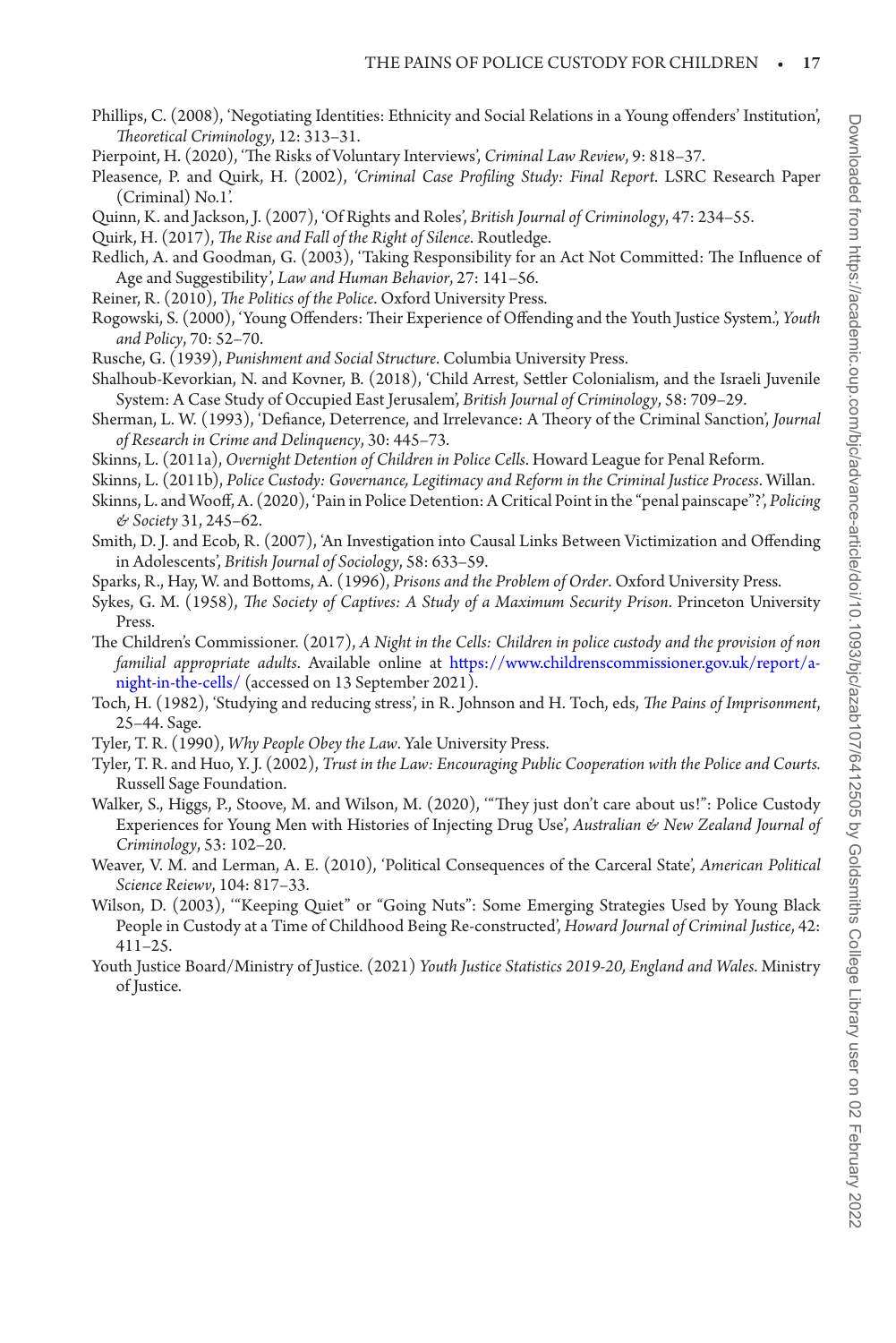Phillips, C. (2008), 'Negotiating Identities: Ethnicity and Social Relations in a Young offenders' Institution', *Theoretical Criminology*, 12: 313–31.

Pierpoint, H. (2020), 'The Risks of Voluntary Interviews', *Criminal Law Review*, 9: 818–37.

Pleasence, P. and Quirk, H. (2002), *'Criminal Case Profiling Study: Final Report*. LSRC Research Paper (Criminal) No.1'.

Quinn, K. and Jackson, J. (2007), 'Of Rights and Roles', *British Journal of Criminology*, 47: 234–55.

Quirk, H. (2017), *The Rise and Fall of the Right of Silence*. Routledge.

Redlich, A. and Goodman, G. (2003), 'Taking Responsibility for an Act Not Committed: The Influence of Age and Suggestibility', *Law and Human Behavior*, 27: 141–56.

Reiner, R. (2010), *The Politics of the Police*. Oxford University Press.

Rogowski, S. (2000), 'Young Offenders: Their Experience of Offending and the Youth Justice System.', *Youth and Policy*, 70: 52–70.

Rusche, G. (1939), *Punishment and Social Structure*. Columbia University Press.

Shalhoub-Kevorkian, N. and Kovner, B. (2018), 'Child Arrest, Settler Colonialism, and the Israeli Juvenile System: A Case Study of Occupied East Jerusalem', *British Journal of Criminology*, 58: 709–29.

Sherman, L. W. (1993), 'Defiance, Deterrence, and Irrelevance: A Theory of the Criminal Sanction', *Journal of Research in Crime and Delinquency*, 30: 445–73.

Skinns, L. (2011a), *Overnight Detention of Children in Police Cells*. Howard League for Penal Reform.

Skinns, L. (2011b), *Police Custody: Governance, Legitimacy and Reform in the Criminal Justice Process*. Willan.

Skinns, L. and Wooff, A. (2020), 'Pain in Police Detention: A Critical Point in the "penal painscape"?', *Policing & Society* 31, 245–62.

Smith, D. J. and Ecob, R. (2007), 'An Investigation into Causal Links Between Victimization and Offending in Adolescents', *British Journal of Sociology*, 58: 633–59.

Sparks, R., Hay, W. and Bottoms, A. (1996), *Prisons and the Problem of Order*. Oxford University Press.

Sykes, G. M. (1958), *The Society of Captives: A Study of a Maximum Security Prison*. Princeton University Press.

The Children's Commissioner. (2017), *A Night in the Cells: Children in police custody and the provision of non familial appropriate adults*. Available online at https://www.childrenscommissioner.gov.uk/report/a-night-in-the-cells/ (accessed on 13 September 2021).

Toch, H. (1982), 'Studying and reducing stress', in R. Johnson and H. Toch, eds, *The Pains of Imprisonment*, 25–44. Sage.

Tyler, T. R. (1990), *Why People Obey the Law*. Yale University Press.

Tyler, T. R. and Huo, Y. J. (2002), *Trust in the Law: Encouraging Public Cooperation with the Police and Courts.* Russell Sage Foundation.

Walker, S., Higgs, P., Stoove, M. and Wilson, M. (2020), '"They just don't care about us!": Police Custody Experiences for Young Men with Histories of Injecting Drug Use', *Australian & New Zealand Journal of Criminology*, 53: 102–20.

Weaver, V. M. and Lerman, A. E. (2010), 'Political Consequences of the Carceral State', *American Political Science Reiewv*, 104: 817–33.

Wilson, D. (2003), '"Keeping Quiet" or "Going Nuts": Some Emerging Strategies Used by Young Black People in Custody at a Time of Childhood Being Re-constructed', *Howard Journal of Criminal Justice*, 42: 411–25.

Youth Justice Board/Ministry of Justice. (2021) *Youth Justice Statistics 2019-20, England and Wales*. Ministry of Justice.